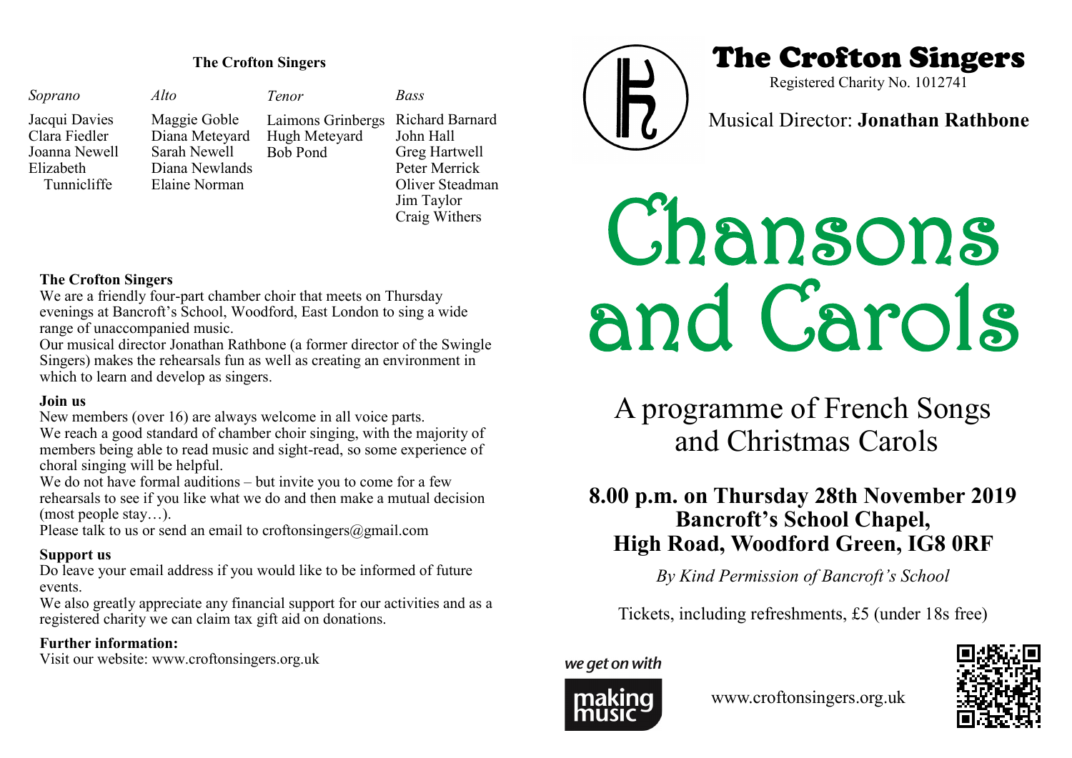## The Crofton Singers

| *Soprano* | *Alto* | *Tenor* | *Bass* |
|---|---|---|---|
| Jacqui Davies | Maggie Goble | Laimons Grinbergs | Richard Barnard |
| Clara Fiedler | Diana Meteyard | Hugh Meteyard | John Hall |
| Joanna Newell | Sarah Newell | Bob Pond | Greg Hartwell |
| Elizabeth Tunnicliffe | Diana Newlands | | Peter Merrick |
| | Elaine Norman | | Oliver Steadman |
| | | | Jim Taylor |
| | | | Craig Withers |

### The Crofton Singers

We are a friendly four-part chamber choir that meets on Thursday evenings at Bancroft's School, Woodford, East London to sing a wide range of unaccompanied music.

Our musical director Jonathan Rathbone (a former director of the Swingle Singers) makes the rehearsals fun as well as creating an environment in which to learn and develop as singers.

### Join us

New members (over 16) are always welcome in all voice parts.

We reach a good standard of chamber choir singing, with the majority of members being able to read music and sight-read, so some experience of choral singing will be helpful.

We do not have formal auditions – but invite you to come for a few rehearsals to see if you like what we do and then make a mutual decision (most people stay…).

Please talk to us or send an email to croftonsingers@gmail.com

### Support us

Do leave your email address if you would like to be informed of future events.

We also greatly appreciate any financial support for our activities and as a registered charity we can claim tax gift aid on donations.

### Further information:

Visit our website: www.croftonsingers.org.uk

# The Crofton Singers

Registered Charity No. 1012741

Musical Director: **Jonathan Rathbone**

# Chansons and Carols

## A programme of French Songs and Christmas Carols

**8.00 p.m. on Thursday 28th November 2019**
**Bancroft's School Chapel,**
**High Road, Woodford Green, IG8 0RF**

*By Kind Permission of Bancroft's School*

Tickets, including refreshments, £5 (under 18s free)

*we get on with* making music

www.croftonsingers.org.uk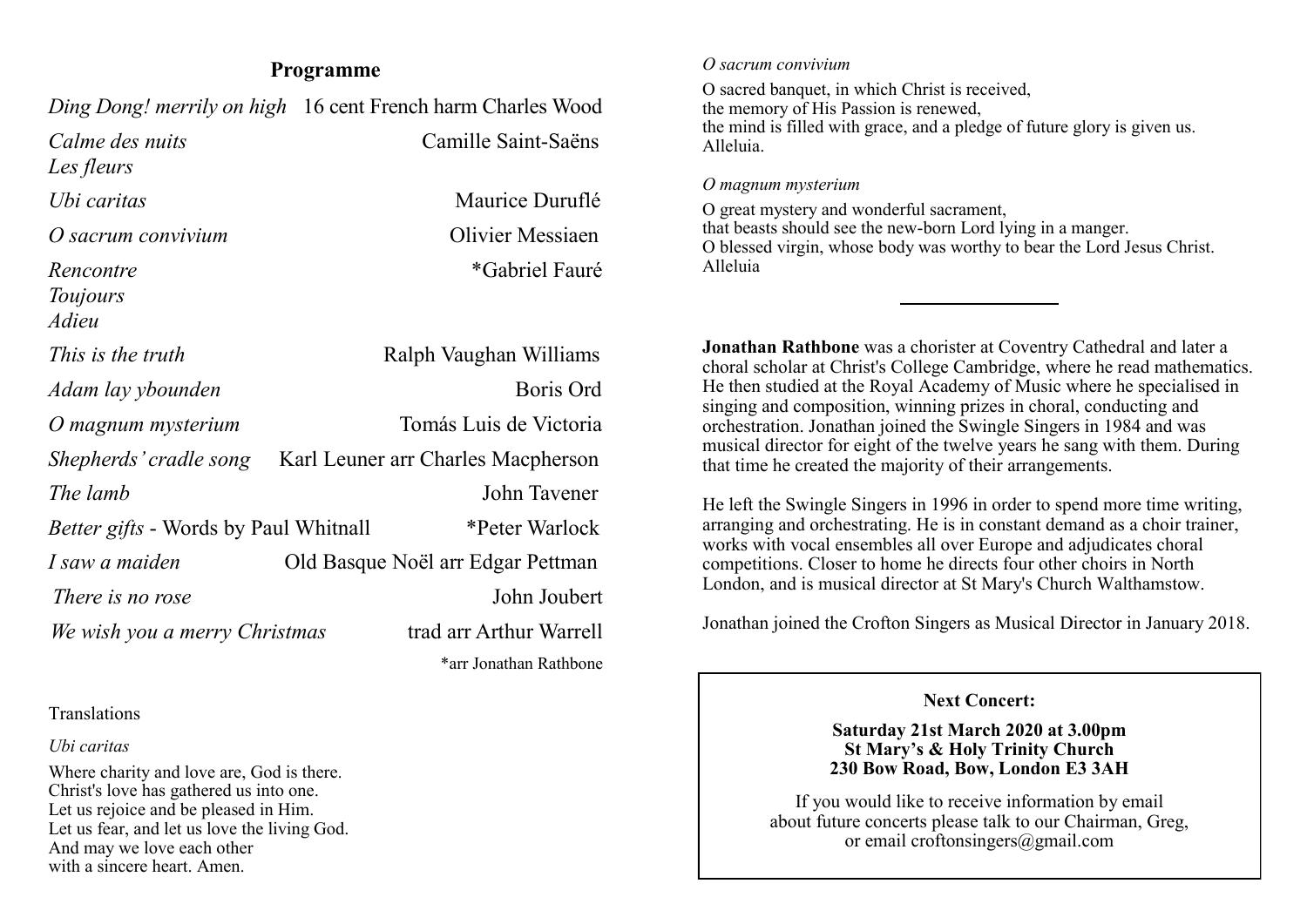## Programme

| | |
|---|---|
| *Ding Dong! merrily on high* | 16 cent French harm Charles Wood |
| *Calme des nuits* <br> *Les fleurs* | Camille Saint-Saëns |
| *Ubi caritas* | Maurice Duruflé |
| *O sacrum convivium* | Olivier Messiaen |
| *Rencontre* <br> *Toujours* <br> *Adieu* | *Gabriel Fauré |
| *This is the truth* | Ralph Vaughan Williams |
| *Adam lay ybounden* | Boris Ord |
| *O magnum mysterium* | Tomás Luis de Victoria |
| *Shepherds' cradle song* | Karl Leuner arr Charles Macpherson |
| *The lamb* | John Tavener |
| *Better gifts* - Words by Paul Whitnall | *Peter Warlock |
| *I saw a maiden* | Old Basque Noël arr Edgar Pettman |
| *There is no rose* | John Joubert |
| *We wish you a merry Christmas* | trad arr Arthur Warrell |

*arr Jonathan Rathbone

Translations

*Ubi caritas*

Where charity and love are, God is there.
Christ's love has gathered us into one.
Let us rejoice and be pleased in Him.
Let us fear, and let us love the living God.
And may we love each other
with a sincere heart. Amen.

*O sacrum convivium*

O sacred banquet, in which Christ is received,
the memory of His Passion is renewed,
the mind is filled with grace, and a pledge of future glory is given us.
Alleluia.

*O magnum mysterium*

O great mystery and wonderful sacrament,
that beasts should see the new-born Lord lying in a manger.
O blessed virgin, whose body was worthy to bear the Lord Jesus Christ.
Alleluia

---

**Jonathan Rathbone** was a chorister at Coventry Cathedral and later a choral scholar at Christ's College Cambridge, where he read mathematics. He then studied at the Royal Academy of Music where he specialised in singing and composition, winning prizes in choral, conducting and orchestration. Jonathan joined the Swingle Singers in 1984 and was musical director for eight of the twelve years he sang with them. During that time he created the majority of their arrangements.

He left the Swingle Singers in 1996 in order to spend more time writing, arranging and orchestrating. He is in constant demand as a choir trainer, works with vocal ensembles all over Europe and adjudicates choral competitions. Closer to home he directs four other choirs in North London, and is musical director at St Mary's Church Walthamstow.

Jonathan joined the Crofton Singers as Musical Director in January 2018.

**Next Concert:**

**Saturday 21st March 2020 at 3.00pm**
**St Mary's & Holy Trinity Church**
**230 Bow Road, Bow, London E3 3AH**

If you would like to receive information by email about future concerts please talk to our Chairman, Greg, or email croftonsingers@gmail.com